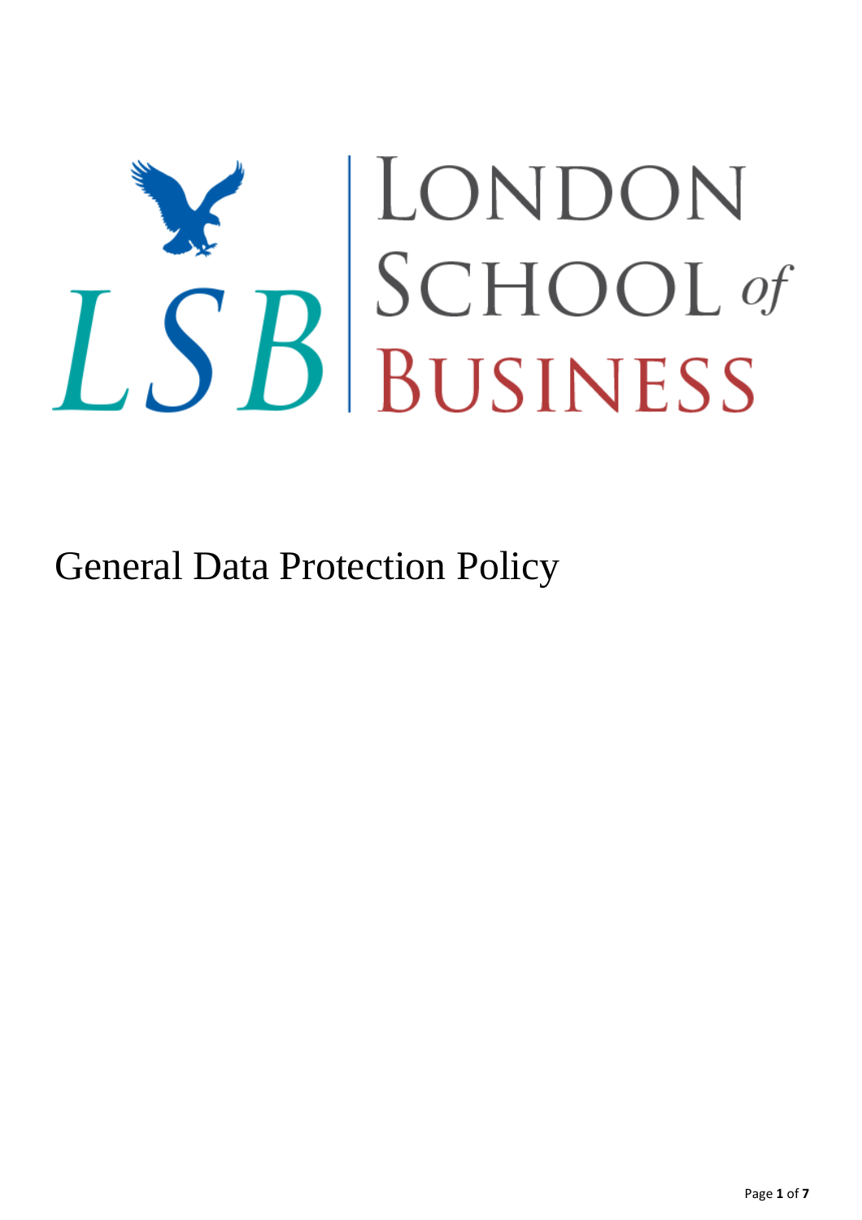# LSB London School of Business

# General Data Protection Policy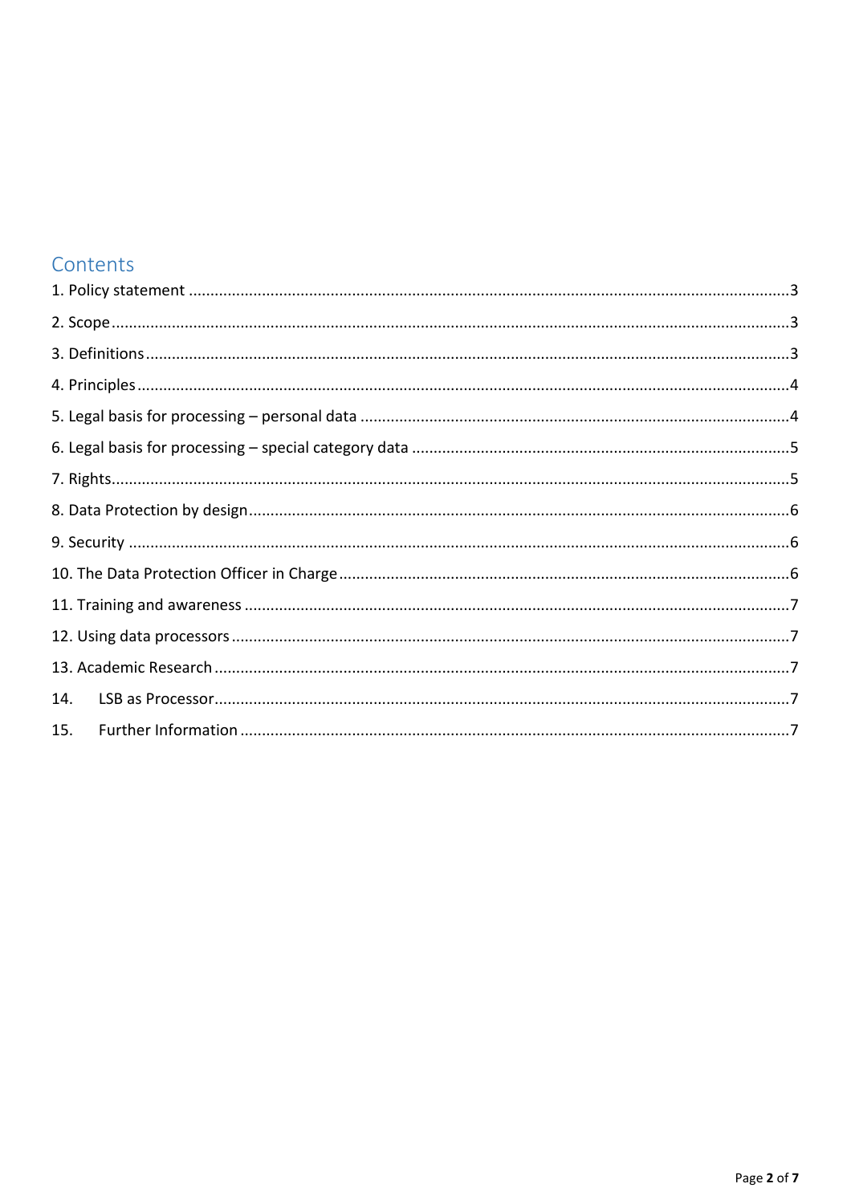## Contents

1. Policy statement .......... 3
2. Scope .......... 3
3. Definitions .......... 3
4. Principles .......... 4
5. Legal basis for processing – personal data .......... 4
6. Legal basis for processing – special category data .......... 5
7. Rights .......... 5
8. Data Protection by design .......... 6
9. Security .......... 6
10. The Data Protection Officer in Charge .......... 6
11. Training and awareness .......... 7
12. Using data processors .......... 7
13. Academic Research .......... 7
14. LSB as Processor .......... 7
15. Further Information .......... 7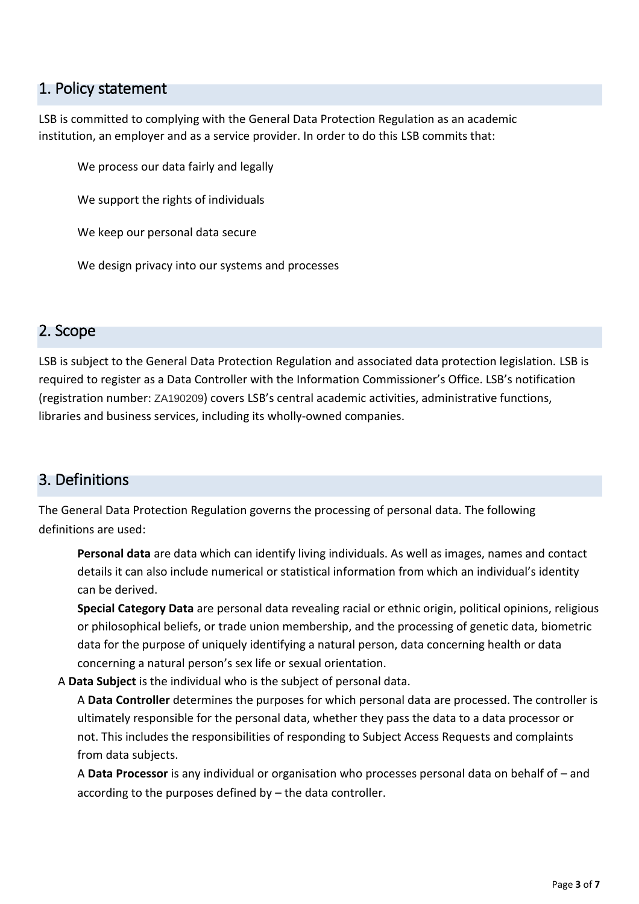## 1. Policy statement

LSB is committed to complying with the General Data Protection Regulation as an academic institution, an employer and as a service provider. In order to do this LSB commits that:

We process our data fairly and legally

We support the rights of individuals

We keep our personal data secure

We design privacy into our systems and processes

## 2. Scope

LSB is subject to the General Data Protection Regulation and associated data protection legislation. LSB is required to register as a Data Controller with the Information Commissioner's Office. LSB's notification (registration number: ZA190209) covers LSB's central academic activities, administrative functions, libraries and business services, including its wholly-owned companies.

## 3. Definitions

The General Data Protection Regulation governs the processing of personal data. The following definitions are used:

**Personal data** are data which can identify living individuals. As well as images, names and contact details it can also include numerical or statistical information from which an individual's identity can be derived.

**Special Category Data** are personal data revealing racial or ethnic origin, political opinions, religious or philosophical beliefs, or trade union membership, and the processing of genetic data, biometric data for the purpose of uniquely identifying a natural person, data concerning health or data concerning a natural person's sex life or sexual orientation.

A **Data Subject** is the individual who is the subject of personal data.

A **Data Controller** determines the purposes for which personal data are processed. The controller is ultimately responsible for the personal data, whether they pass the data to a data processor or not. This includes the responsibilities of responding to Subject Access Requests and complaints from data subjects.

A **Data Processor** is any individual or organisation who processes personal data on behalf of – and according to the purposes defined by – the data controller.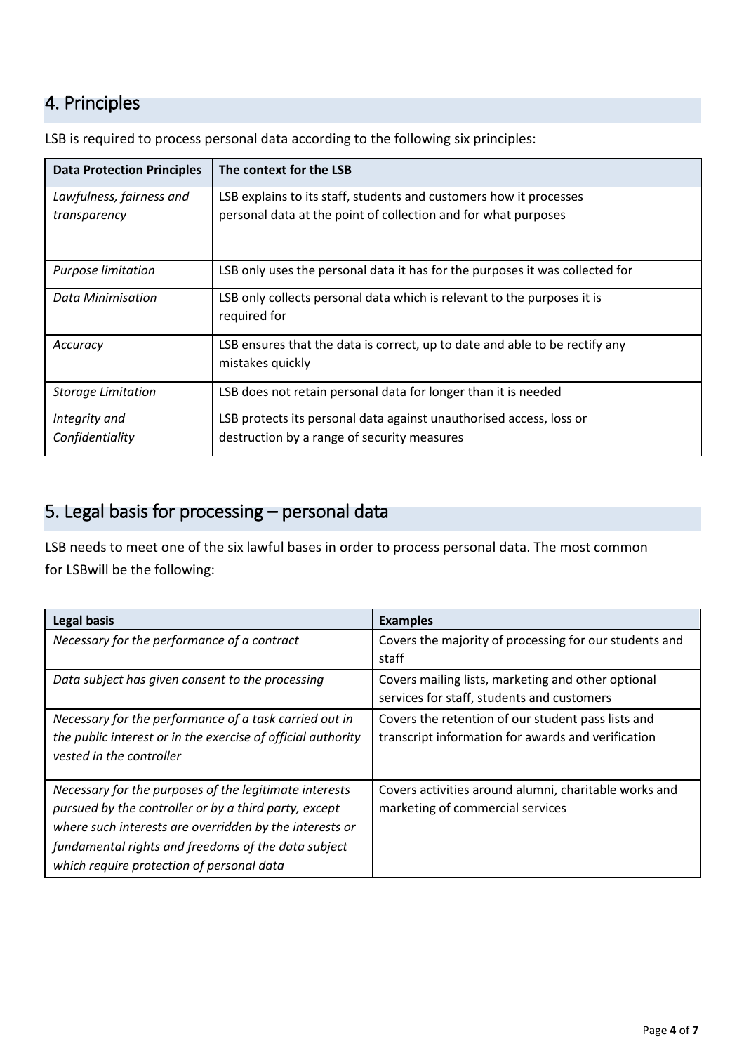## 4. Principles

LSB is required to process personal data according to the following six principles:

| Data Protection Principles | The context for the LSB |
|---|---|
| *Lawfulness, fairness and transparency* | LSB explains to its staff, students and customers how it processes personal data at the point of collection and for what purposes |
| *Purpose limitation* | LSB only uses the personal data it has for the purposes it was collected for |
| *Data Minimisation* | LSB only collects personal data which is relevant to the purposes it is required for |
| *Accuracy* | LSB ensures that the data is correct, up to date and able to be rectify any mistakes quickly |
| *Storage Limitation* | LSB does not retain personal data for longer than it is needed |
| *Integrity and Confidentiality* | LSB protects its personal data against unauthorised access, loss or destruction by a range of security measures |

## 5. Legal basis for processing – personal data

LSB needs to meet one of the six lawful bases in order to process personal data. The most common for LSBwill be the following:

| Legal basis | Examples |
|---|---|
| *Necessary for the performance of a contract* | Covers the majority of processing for our students and staff |
| *Data subject has given consent to the processing* | Covers mailing lists, marketing and other optional services for staff, students and customers |
| *Necessary for the performance of a task carried out in the public interest or in the exercise of official authority vested in the controller* | Covers the retention of our student pass lists and transcript information for awards and verification |
| *Necessary for the purposes of the legitimate interests pursued by the controller or by a third party, except where such interests are overridden by the interests or fundamental rights and freedoms of the data subject which require protection of personal data* | Covers activities around alumni, charitable works and marketing of commercial services |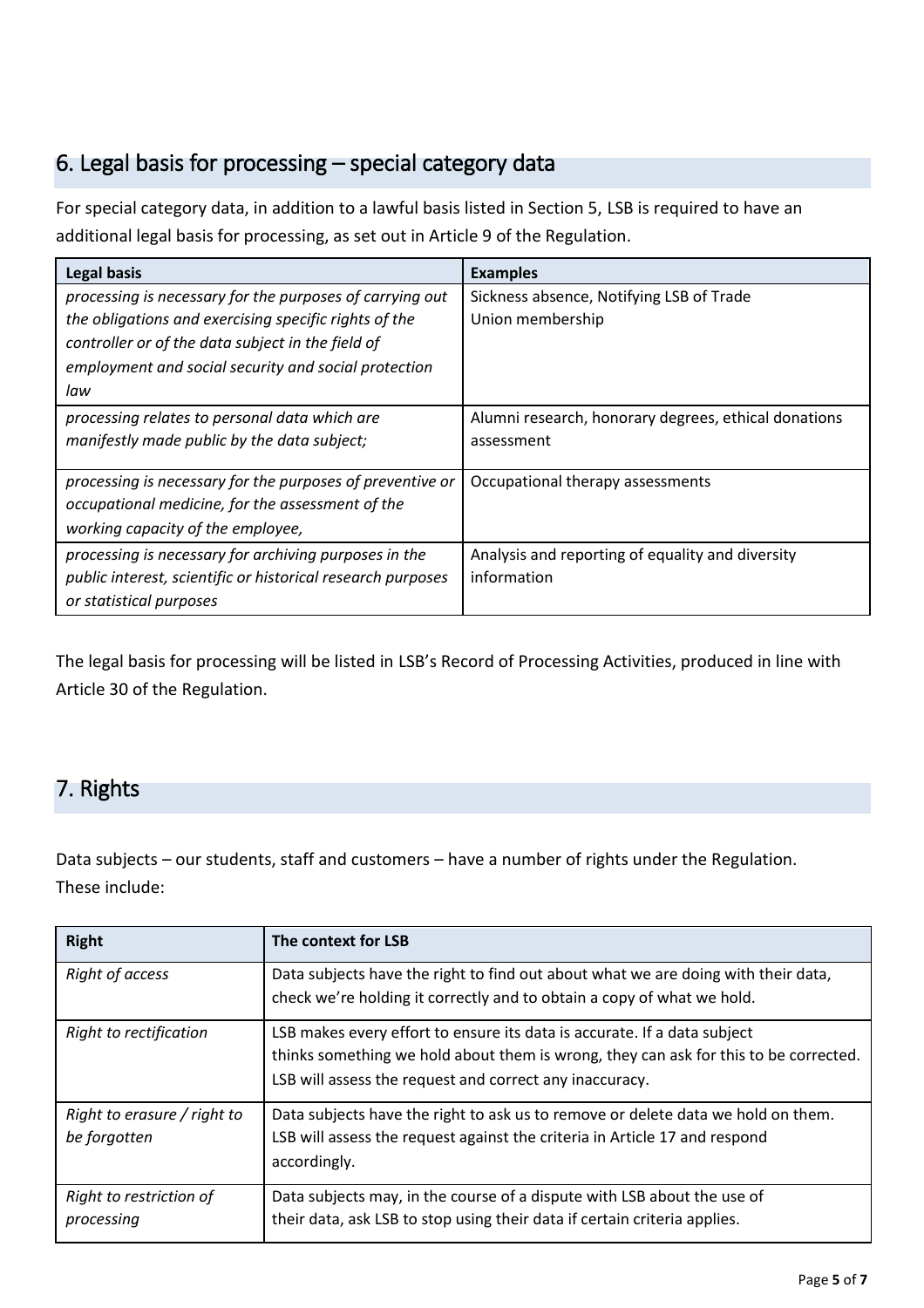## 6. Legal basis for processing – special category data

For special category data, in addition to a lawful basis listed in Section 5, LSB is required to have an additional legal basis for processing, as set out in Article 9 of the Regulation.

| Legal basis | Examples |
|---|---|
| *processing is necessary for the purposes of carrying out the obligations and exercising specific rights of the controller or of the data subject in the field of employment and social security and social protection law* | Sickness absence, Notifying LSB of Trade Union membership |
| *processing relates to personal data which are manifestly made public by the data subject;* | Alumni research, honorary degrees, ethical donations assessment |
| *processing is necessary for the purposes of preventive or occupational medicine, for the assessment of the working capacity of the employee,* | Occupational therapy assessments |
| *processing is necessary for archiving purposes in the public interest, scientific or historical research purposes or statistical purposes* | Analysis and reporting of equality and diversity information |

The legal basis for processing will be listed in LSB's Record of Processing Activities, produced in line with Article 30 of the Regulation.

## 7. Rights

Data subjects – our students, staff and customers – have a number of rights under the Regulation. These include:

| Right | The context for LSB |
|---|---|
| *Right of access* | Data subjects have the right to find out about what we are doing with their data, check we're holding it correctly and to obtain a copy of what we hold. |
| *Right to rectification* | LSB makes every effort to ensure its data is accurate. If a data subject thinks something we hold about them is wrong, they can ask for this to be corrected. LSB will assess the request and correct any inaccuracy. |
| *Right to erasure / right to be forgotten* | Data subjects have the right to ask us to remove or delete data we hold on them. LSB will assess the request against the criteria in Article 17 and respond accordingly. |
| *Right to restriction of processing* | Data subjects may, in the course of a dispute with LSB about the use of their data, ask LSB to stop using their data if certain criteria applies. |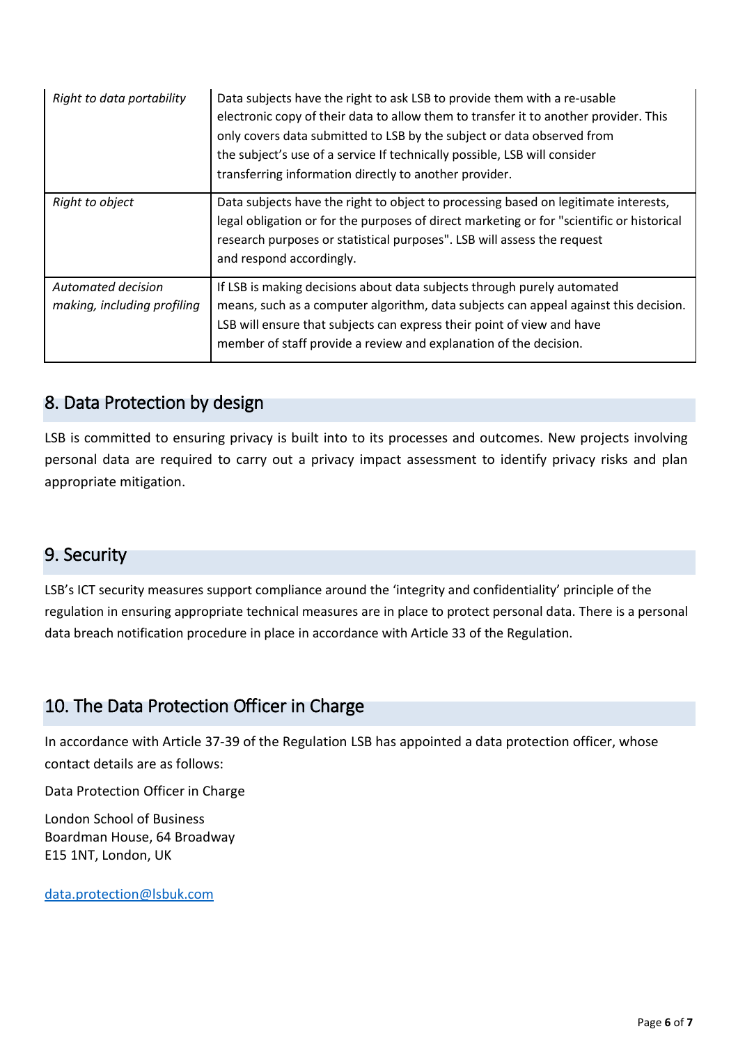| | |
|---|---|
| *Right to data portability* | Data subjects have the right to ask LSB to provide them with a re-usable electronic copy of their data to allow them to transfer it to another provider. This only covers data submitted to LSB by the subject or data observed from the subject's use of a service If technically possible, LSB will consider transferring information directly to another provider. |
| *Right to object* | Data subjects have the right to object to processing based on legitimate interests, legal obligation or for the purposes of direct marketing or for "scientific or historical research purposes or statistical purposes". LSB will assess the request and respond accordingly. |
| *Automated decision making, including profiling* | If LSB is making decisions about data subjects through purely automated means, such as a computer algorithm, data subjects can appeal against this decision. LSB will ensure that subjects can express their point of view and have member of staff provide a review and explanation of the decision. |

## 8. Data Protection by design

LSB is committed to ensuring privacy is built into to its processes and outcomes. New projects involving personal data are required to carry out a privacy impact assessment to identify privacy risks and plan appropriate mitigation.

## 9. Security

LSB's ICT security measures support compliance around the 'integrity and confidentiality' principle of the regulation in ensuring appropriate technical measures are in place to protect personal data. There is a personal data breach notification procedure in place in accordance with Article 33 of the Regulation.

## 10. The Data Protection Officer in Charge

In accordance with Article 37-39 of the Regulation LSB has appointed a data protection officer, whose contact details are as follows:

Data Protection Officer in Charge

London School of Business
Boardman House, 64 Broadway
E15 1NT, London, UK

data.protection@lsbuk.com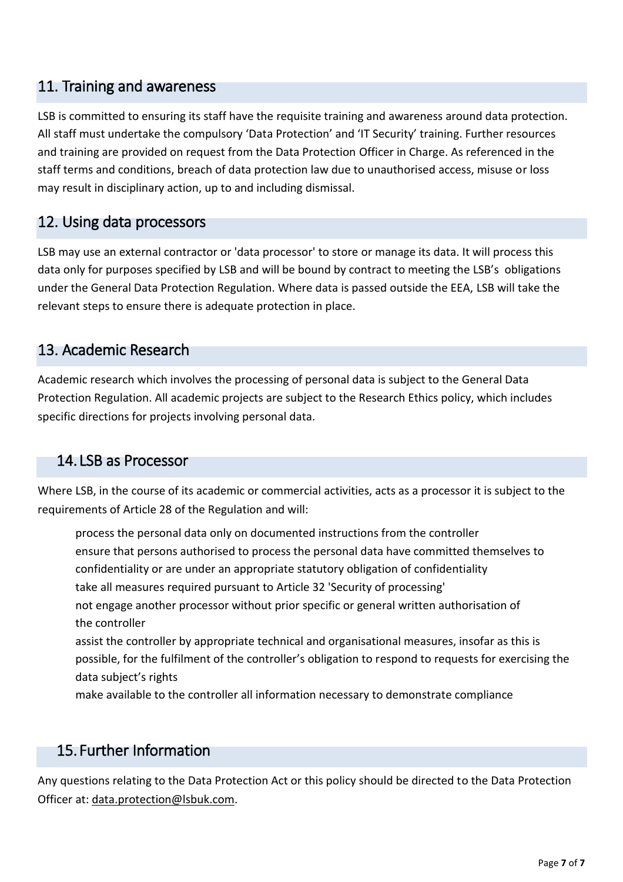## 11. Training and awareness

LSB is committed to ensuring its staff have the requisite training and awareness around data protection. All staff must undertake the compulsory 'Data Protection' and 'IT Security' training. Further resources and training are provided on request from the Data Protection Officer in Charge. As referenced in the staff terms and conditions, breach of data protection law due to unauthorised access, misuse or loss may result in disciplinary action, up to and including dismissal.

## 12. Using data processors

LSB may use an external contractor or 'data processor' to store or manage its data. It will process this data only for purposes specified by LSB and will be bound by contract to meeting the LSB's obligations under the General Data Protection Regulation. Where data is passed outside the EEA, LSB will take the relevant steps to ensure there is adequate protection in place.

## 13. Academic Research

Academic research which involves the processing of personal data is subject to the General Data Protection Regulation. All academic projects are subject to the Research Ethics policy, which includes specific directions for projects involving personal data.

## 14. LSB as Processor

Where LSB, in the course of its academic or commercial activities, acts as a processor it is subject to the requirements of Article 28 of the Regulation and will:

- process the personal data only on documented instructions from the controller
- ensure that persons authorised to process the personal data have committed themselves to confidentiality or are under an appropriate statutory obligation of confidentiality
- take all measures required pursuant to Article 32 'Security of processing'
- not engage another processor without prior specific or general written authorisation of the controller
- assist the controller by appropriate technical and organisational measures, insofar as this is possible, for the fulfilment of the controller's obligation to respond to requests for exercising the data subject's rights
- make available to the controller all information necessary to demonstrate compliance

## 15. Further Information

Any questions relating to the Data Protection Act or this policy should be directed to the Data Protection Officer at: data.protection@lsbuk.com.